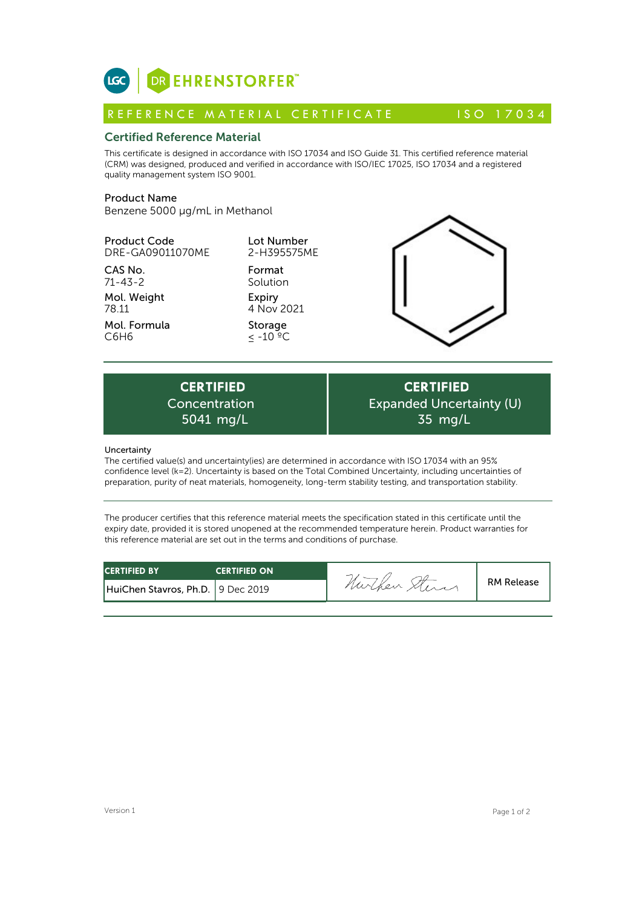LGC | DR EHRENSTORFER™

# REFERENCE MATERIAL CERTIFICATE — ISO 17034

## Certified Reference Material

This certificate is designed in accordance with ISO 17034 and ISO Guide 31. This certified reference material (CRM) was designed, produced and verified in accordance with ISO/IEC 17025, ISO 17034 and a registered quality management system ISO 9001.

**Product Name**
Benzene 5000 µg/mL in Methanol

| | |
|---|---|
| **Product Code**<br>DRE-GA09011070ME | **Lot Number**<br>2-H395575ME |
| **CAS No.**<br>71-43-2 | **Format**<br>Solution |
| **Mol. Weight**<br>78.11 | **Expiry**<br>4 Nov 2021 |
| **Mol. Formula**<br>C6H6 | **Storage**<br>≤ -10 °C |

| CERTIFIED Concentration | CERTIFIED Expanded Uncertainty (U) |
|---|---|
| 5041 mg/L | 35 mg/L |

**Uncertainty**
The certified value(s) and uncertainty(ies) are determined in accordance with ISO 17034 with an 95% confidence level (k=2). Uncertainty is based on the Total Combined Uncertainty, including uncertainties of preparation, purity of neat materials, homogeneity, long-term stability testing, and transportation stability.

---

The producer certifies that this reference material meets the specification stated in this certificate until the expiry date, provided it is stored unopened at the recommended temperature herein. Product warranties for this reference material are set out in the terms and conditions of purchase.

| CERTIFIED BY | CERTIFIED ON | | |
|---|---|---|---|
| HuiChen Stavros, Ph.D. | 9 Dec 2019 | HuiChen Stavros | RM Release |

Version 1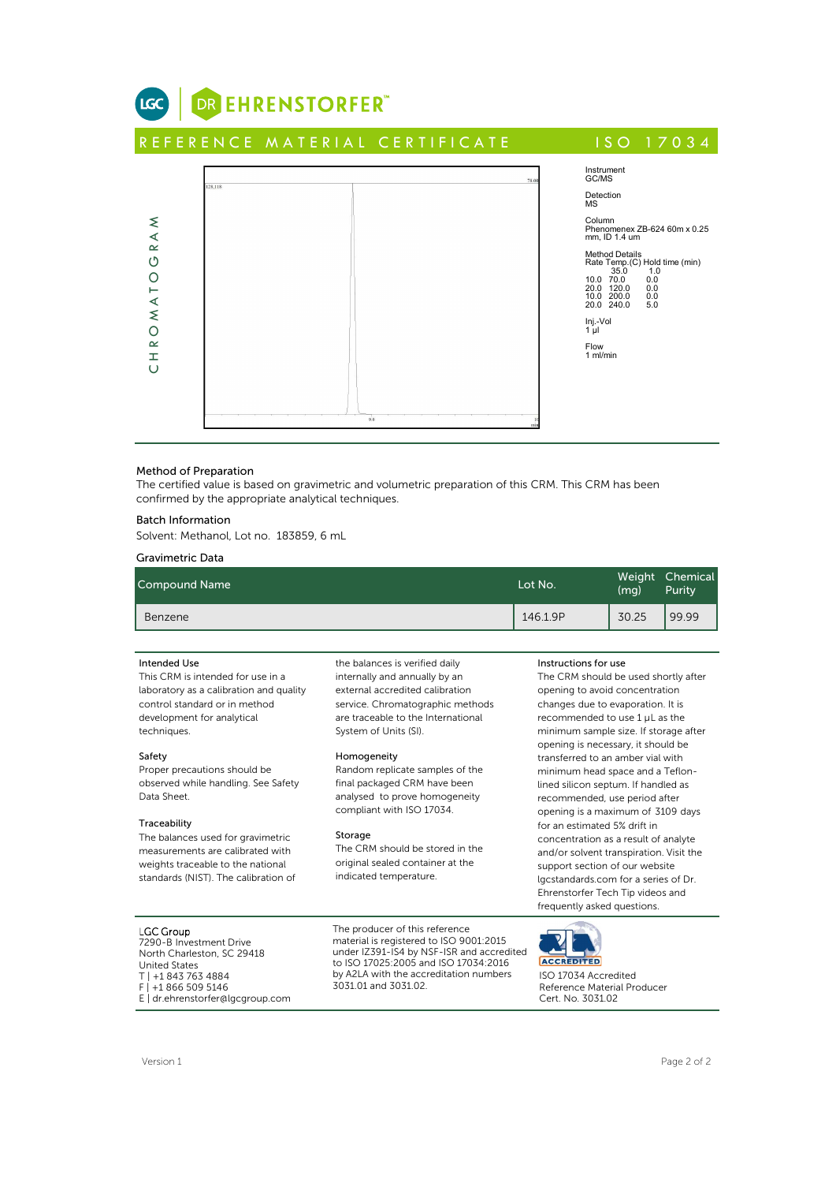# REFERENCE MATERIAL CERTIFICATE ISO 17034

## CHROMATOGRAM

128,118

78.00

9.0

10
min

Instrument
GC/MS

Detection
MS

Column
Phenomenex ZB-624 60m x 0.25 mm, ID 1.4 um

Method Details

| Rate | Temp.(C) | Hold time (min) |
|---|---|---|
| | 35.0 | 1.0 |
| 10.0 | 70.0 | 0.0 |
| 20.0 | 120.0 | 0.0 |
| 10.0 | 200.0 | 0.0 |
| 20.0 | 240.0 | 5.0 |

Inj.-Vol
1 µl

Flow
1 ml/min

### Method of Preparation

The certified value is based on gravimetric and volumetric preparation of this CRM. This CRM has been confirmed by the appropriate analytical techniques.

### Batch Information

Solvent: Methanol, Lot no. 183859, 6 mL

### Gravimetric Data

| Compound Name | Lot No. | Weight (mg) | Chemical Purity |
|---|---|---|---|
| Benzene | 146.1.9P | 30.25 | 99.99 |

### Intended Use

This CRM is intended for use in a laboratory as a calibration and quality control standard or in method development for analytical techniques.

### Safety

Proper precautions should be observed while handling. See Safety Data Sheet.

### Traceability

The balances used for gravimetric measurements are calibrated with weights traceable to the national standards (NIST). The calibration of the balances is verified daily internally and annually by an external accredited calibration service. Chromatographic methods are traceable to the International System of Units (SI).

### Homogeneity

Random replicate samples of the final packaged CRM have been analysed to prove homogeneity compliant with ISO 17034.

### Storage

The CRM should be stored in the original sealed container at the indicated temperature.

### Instructions for use

The CRM should be used shortly after opening to avoid concentration changes due to evaporation. It is recommended to use 1 µL as the minimum sample size. If storage after opening is necessary, it should be transferred to an amber vial with minimum head space and a Teflon-lined silicon septum. If handled as recommended, use period after opening is a maximum of 3109 days for an estimated 5% drift in concentration as a result of analyte and/or solvent transpiration. Visit the support section of our website lgcstandards.com for a series of Dr. Ehrenstorfer Tech Tip videos and frequently asked questions.

LGC Group
7290-B Investment Drive
North Charleston, SC 29418
United States
T | +1 843 763 4884
F | +1 866 509 5146
E | dr.ehrenstorfer@lgcgroup.com

The producer of this reference material is registered to ISO 9001:2015 under IZ391-IS4 by NSF-ISR and accredited to ISO 17025:2005 and ISO 17034:2016 by A2LA with the accreditation numbers 3031.01 and 3031.02.

ACCREDITED

ISO 17034 Accredited Reference Material Producer Cert. No. 3031.02

Version 1